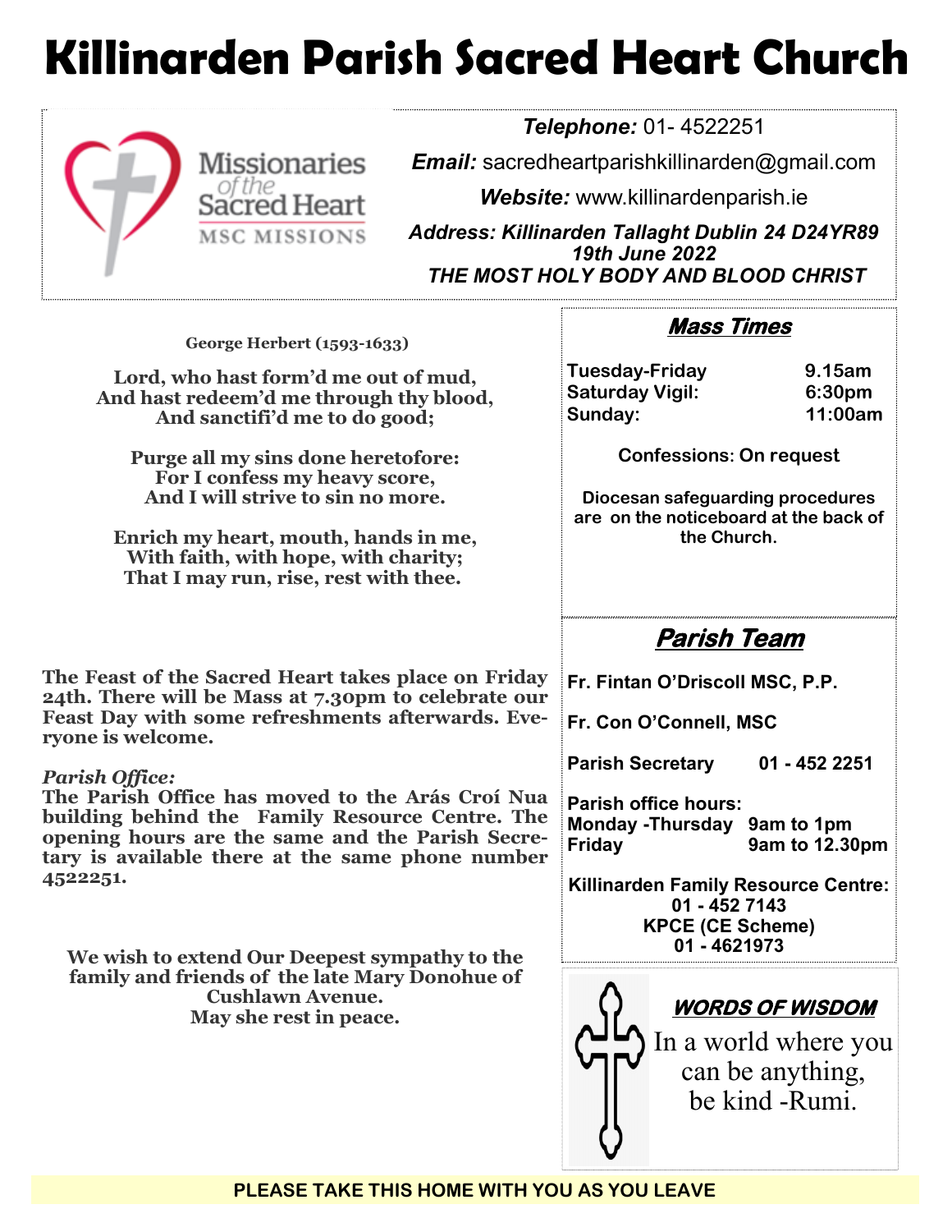# Killinarden Parish Sacred Heart Church

Missionaries of the Sacred Heart
MSC MISSIONS

***Telephone:*** 01- 4522251

***Email:*** sacredheartparishkillinarden@gmail.com

***Website:*** www.killinardenparish.ie

***Address: Killinarden Tallaght Dublin 24 D24YR89***
***19th June 2022***
***THE MOST HOLY BODY AND BLOOD CHRIST***

**George Herbert (1593-1633)**

**Lord, who hast form'd me out of mud,**
**And hast redeem'd me through thy blood,**
**And sanctifi'd me to do good;**

**Purge all my sins done heretofore:**
**For I confess my heavy score,**
**And I will strive to sin no more.**

**Enrich my heart, mouth, hands in me,**
**With faith, with hope, with charity;**
**That I may run, rise, rest with thee.**

**The Feast of the Sacred Heart takes place on Friday 24th. There will be Mass at 7.30pm to celebrate our Feast Day with some refreshments afterwards. Everyone is welcome.**

***Parish Office:***
**The Parish Office has moved to the Arás Croí Nua building behind the Family Resource Centre. The opening hours are the same and the Parish Secretary is available there at the same phone number 4522251.**

**We wish to extend Our Deepest sympathy to the family and friends of the late Mary Donohue of Cushlawn Avenue.**
**May she rest in peace.**

## Mass Times

| | |
|---|---|
| **Tuesday-Friday** | **9.15am** |
| **Saturday Vigil:** | **6:30pm** |
| **Sunday:** | **11:00am** |

**Confessions: On request**

**Diocesan safeguarding procedures are on the noticeboard at the back of the Church.**

## Parish Team

**Fr. Fintan O'Driscoll MSC, P.P.**

**Fr. Con O'Connell, MSC**

**Parish Secretary 01 - 452 2251**

**Parish office hours:**
**Monday -Thursday 9am to 1pm**
**Friday 9am to 12.30pm**

**Killinarden Family Resource Centre:**
**01 - 452 7143**
**KPCE (CE Scheme)**
**01 - 4621973**

## WORDS OF WISDOM

In a world where you can be anything, be kind -Rumi.

**PLEASE TAKE THIS HOME WITH YOU AS YOU LEAVE**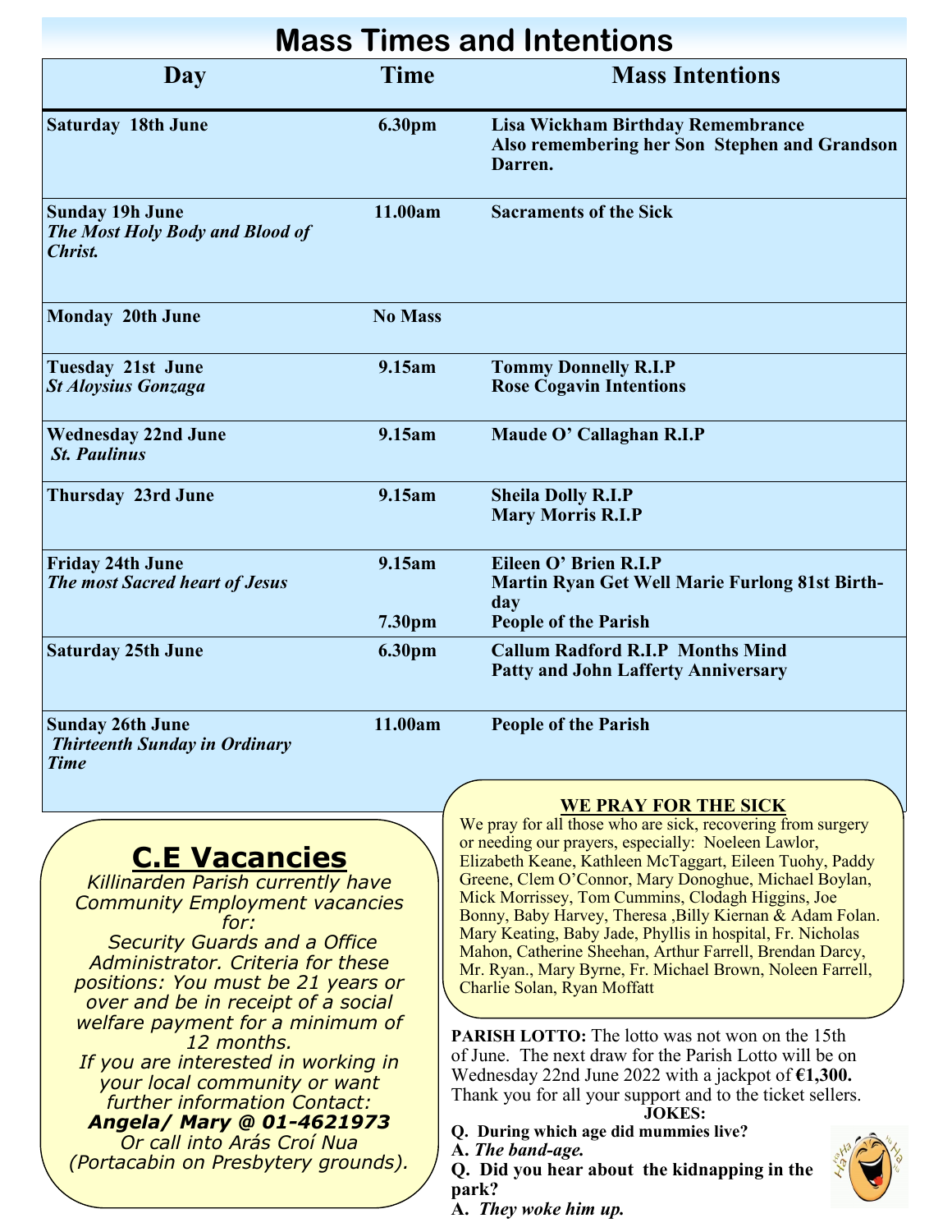# Mass Times and Intentions

| Day | Time | Mass Intentions |
|---|---|---|
| **Saturday 18th June** | **6.30pm** | **Lisa Wickham Birthday Remembrance Also remembering her Son Stephen and Grandson Darren.** |
| **Sunday 19h June** *The Most Holy Body and Blood of Christ.* | **11.00am** | **Sacraments of the Sick** |
| **Monday 20th June** | **No Mass** | |
| **Tuesday 21st June** *St Aloysius Gonzaga* | **9.15am** | **Tommy Donnelly R.I.P** **Rose Cogavin Intentions** |
| **Wednesday 22nd June** *St. Paulinus* | **9.15am** | **Maude O' Callaghan R.I.P** |
| **Thursday 23rd June** | **9.15am** | **Sheila Dolly R.I.P** **Mary Morris R.I.P** |
| **Friday 24th June** *The most Sacred heart of Jesus* | **9.15am** **7.30pm** | **Eileen O' Brien R.I.P** **Martin Ryan Get Well Marie Furlong 81st Birthday** **People of the Parish** |
| **Saturday 25th June** | **6.30pm** | **Callum Radford R.I.P Months Mind** **Patty and John Lafferty Anniversary** |
| **Sunday 26th June** *Thirteenth Sunday in Ordinary Time* | **11.00am** | **People of the Parish** |

## C.E Vacancies

*Killinarden Parish currently have Community Employment vacancies for:*

*Security Guards and a Office Administrator. Criteria for these positions: You must be 21 years or over and be in receipt of a social welfare payment for a minimum of 12 months.*

*If you are interested in working in your local community or want further information Contact:*

***Angela/ Mary @ 01-4621973***

*Or call into Arás Croí Nua (Portacabin on Presbytery grounds).*

### WE PRAY FOR THE SICK

We pray for all those who are sick, recovering from surgery or needing our prayers, especially: Noeleen Lawlor, Elizabeth Keane, Kathleen McTaggart, Eileen Tuohy, Paddy Greene, Clem O'Connor, Mary Donoghue, Michael Boylan, Mick Morrissey, Tom Cummins, Clodagh Higgins, Joe Bonny, Baby Harvey, Theresa ,Billy Kiernan & Adam Folan. Mary Keating, Baby Jade, Phyllis in hospital, Fr. Nicholas Mahon, Catherine Sheehan, Arthur Farrell, Brendan Darcy, Mr. Ryan., Mary Byrne, Fr. Michael Brown, Noleen Farrell, Charlie Solan, Ryan Moffatt

**PARISH LOTTO:** The lotto was not won on the 15th of June. The next draw for the Parish Lotto will be on Wednesday 22nd June 2022 with a jackpot of **€1,300.** Thank you for all your support and to the ticket sellers.

**JOKES:**

**Q. During which age did mummies live?**

**A.** ***The band-age.***

**Q. Did you hear about the kidnapping in the park?**

**A.** ***They woke him up.***